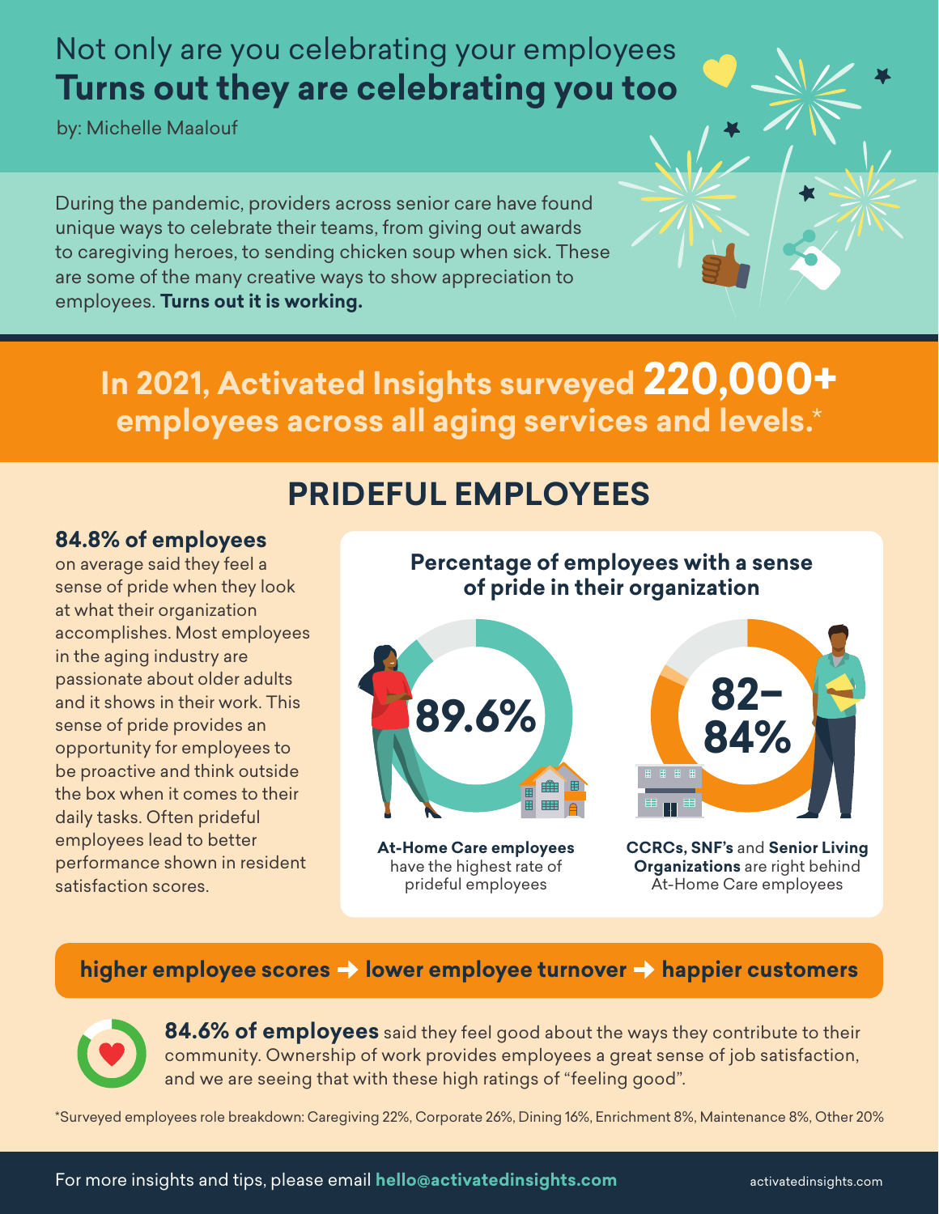Not only are you celebrating your employees

# Turns out they are celebrating you too

by: Michelle Maalouf

During the pandemic, providers across senior care have found unique ways to celebrate their teams, from giving out awards to caregiving heroes, to sending chicken soup when sick. These are some of the many creative ways to show appreciation to employees. **Turns out it is working.**

## In 2021, Activated Insights surveyed 220,000+ employees across all aging services and levels.*

## PRIDEFUL EMPLOYEES

**84.8% of employees** on average said they feel a sense of pride when they look at what their organization accomplishes. Most employees in the aging industry are passionate about older adults and it shows in their work. This sense of pride provides an opportunity for employees to be proactive and think outside the box when it comes to their daily tasks. Often prideful employees lead to better performance shown in resident satisfaction scores.

### Percentage of employees with a sense of pride in their organization

**89.6%**

**At-Home Care employees** have the highest rate of prideful employees

**82–84%**

**CCRCs, SNF's** and **Senior Living Organizations** are right behind At-Home Care employees

**higher employee scores → lower employee turnover → happier customers**

**84.6% of employees** said they feel good about the ways they contribute to their community. Ownership of work provides employees a great sense of job satisfaction, and we are seeing that with these high ratings of "feeling good".

*Surveyed employees role breakdown: Caregiving 22%, Corporate 26%, Dining 16%, Enrichment 8%, Maintenance 8%, Other 20%

For more insights and tips, please email **hello@activatedinsights.com**

activatedinsights.com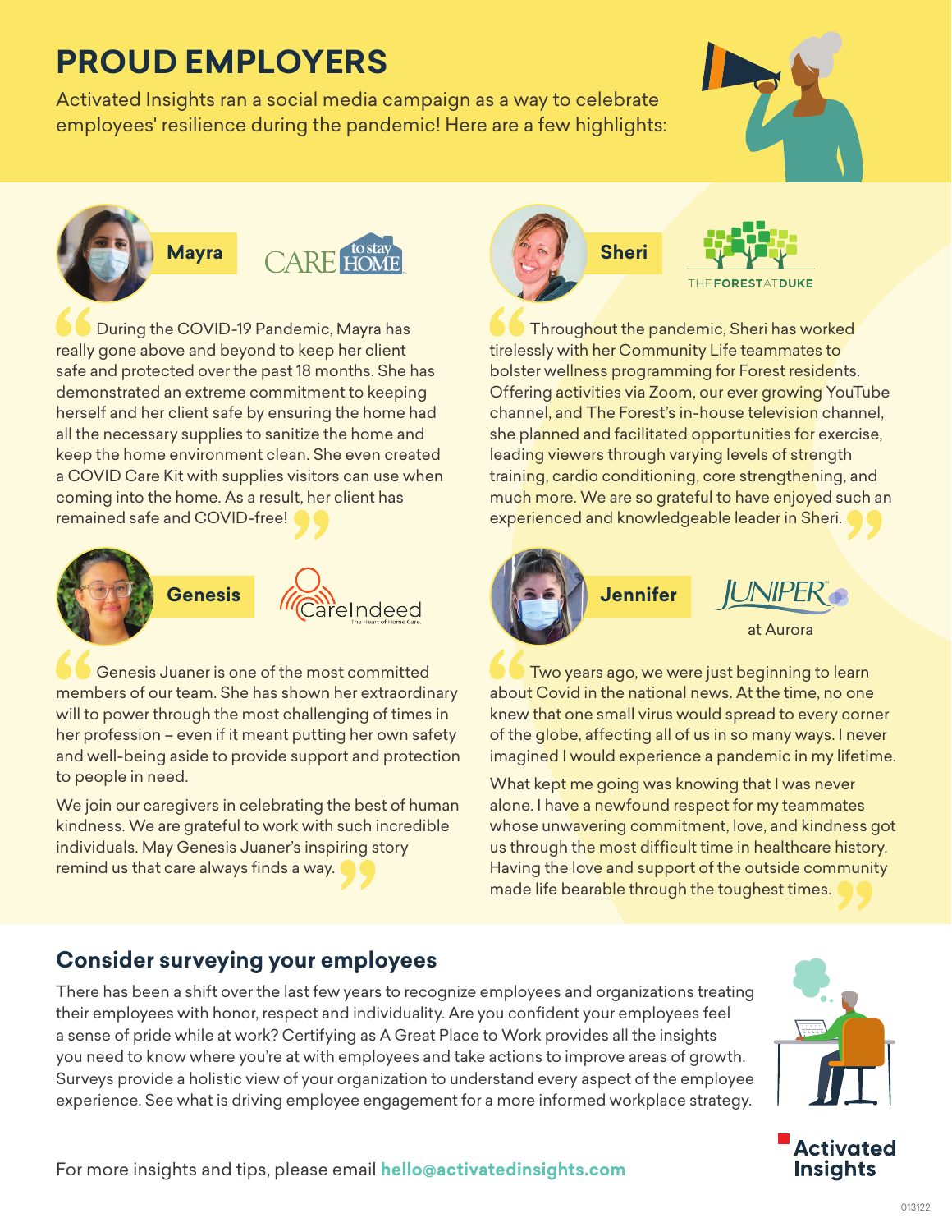# PROUD EMPLOYERS

Activated Insights ran a social media campaign as a way to celebrate employees' resilience during the pandemic! Here are a few highlights:

### Mayra

CARE to stay HOME

"During the COVID-19 Pandemic, Mayra has really gone above and beyond to keep her client safe and protected over the past 18 months. She has demonstrated an extreme commitment to keeping herself and her client safe by ensuring the home had all the necessary supplies to sanitize the home and keep the home environment clean. She even created a COVID Care Kit with supplies visitors can use when coming into the home. As a result, her client has remained safe and COVID-free!"

### Genesis

CareIndeed — The Heart of Home Care.

"Genesis Juaner is one of the most committed members of our team. She has shown her extraordinary will to power through the most challenging of times in her profession – even if it meant putting her own safety and well-being aside to provide support and protection to people in need.

We join our caregivers in celebrating the best of human kindness. We are grateful to work with such incredible individuals. May Genesis Juaner's inspiring story remind us that care always finds a way."

### Sheri

THE FOREST AT DUKE

"Throughout the pandemic, Sheri has worked tirelessly with her Community Life teammates to bolster wellness programming for Forest residents. Offering activities via Zoom, our ever growing YouTube channel, and The Forest's in-house television channel, she planned and facilitated opportunities for exercise, leading viewers through varying levels of strength training, cardio conditioning, core strengthening, and much more. We are so grateful to have enjoyed such an experienced and knowledgeable leader in Sheri."

### Jennifer

JUNIPER at Aurora

"Two years ago, we were just beginning to learn about Covid in the national news. At the time, no one knew that one small virus would spread to every corner of the globe, affecting all of us in so many ways. I never imagined I would experience a pandemic in my lifetime.

What kept me going was knowing that I was never alone. I have a newfound respect for my teammates whose unwavering commitment, love, and kindness got us through the most difficult time in healthcare history. Having the love and support of the outside community made life bearable through the toughest times."

## Consider surveying your employees

There has been a shift over the last few years to recognize employees and organizations treating their employees with honor, respect and individuality. Are you confident your employees feel a sense of pride while at work? Certifying as A Great Place to Work provides all the insights you need to know where you're at with employees and take actions to improve areas of growth. Surveys provide a holistic view of your organization to understand every aspect of the employee experience. See what is driving employee engagement for a more informed workplace strategy.

For more insights and tips, please email **hello@activatedinsights.com**

Activated Insights

013122